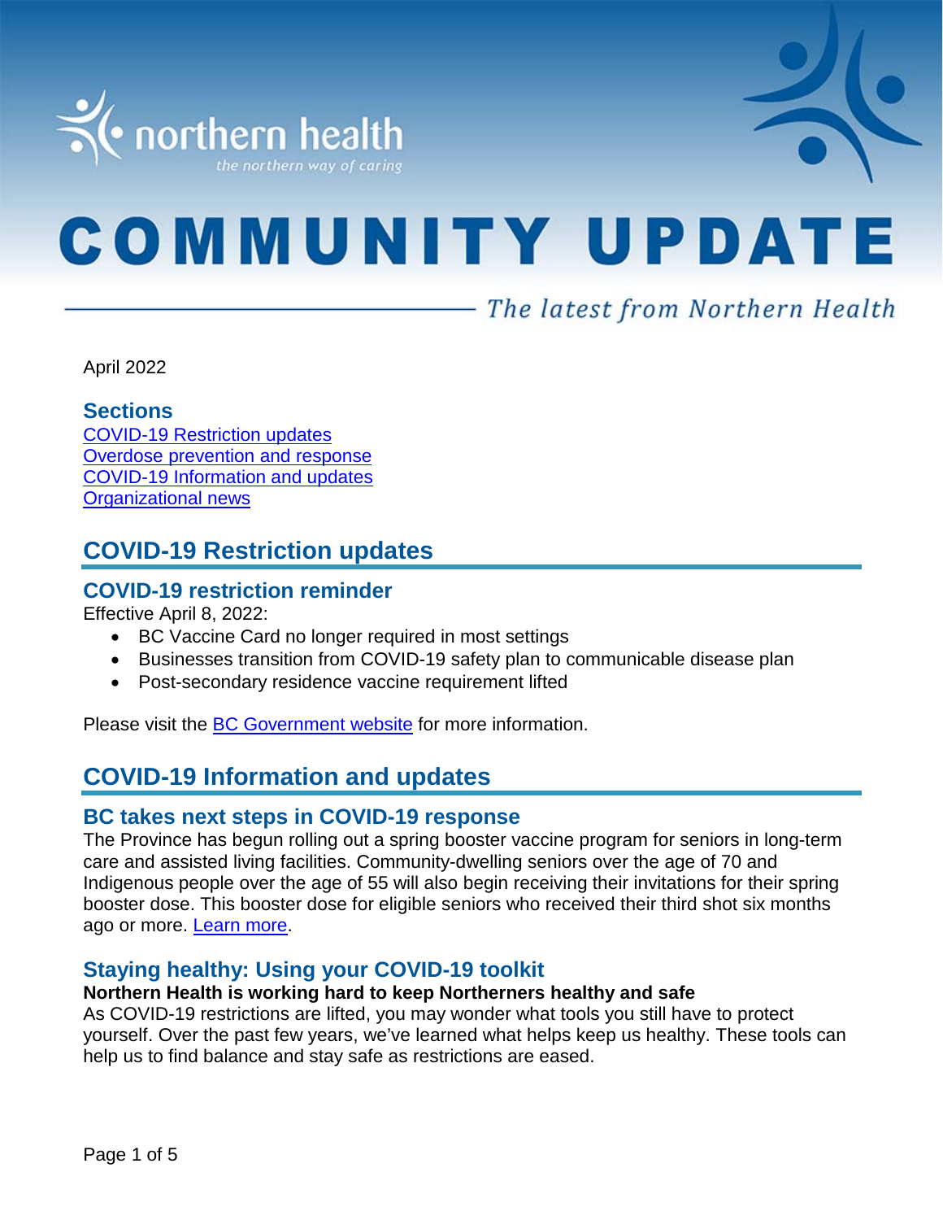# COMMUNITY UPDATE

*The latest from Northern Health*

April 2022

### Sections

[COVID-19 Restriction updates](#)
[Overdose prevention and response](#)
[COVID-19 Information and updates](#)
[Organizational news](#)

## COVID-19 Restriction updates

### COVID-19 restriction reminder

Effective April 8, 2022:

- BC Vaccine Card no longer required in most settings
- Businesses transition from COVID-19 safety plan to communicable disease plan
- Post-secondary residence vaccine requirement lifted

Please visit the [BC Government website](#) for more information.

## COVID-19 Information and updates

### BC takes next steps in COVID-19 response

The Province has begun rolling out a spring booster vaccine program for seniors in long-term care and assisted living facilities. Community-dwelling seniors over the age of 70 and Indigenous people over the age of 55 will also begin receiving their invitations for their spring booster dose. This booster dose for eligible seniors who received their third shot six months ago or more. [Learn more](#).

### Staying healthy: Using your COVID-19 toolkit

**Northern Health is working hard to keep Northerners healthy and safe**

As COVID-19 restrictions are lifted, you may wonder what tools you still have to protect yourself. Over the past few years, we've learned what helps keep us healthy. These tools can help us to find balance and stay safe as restrictions are eased.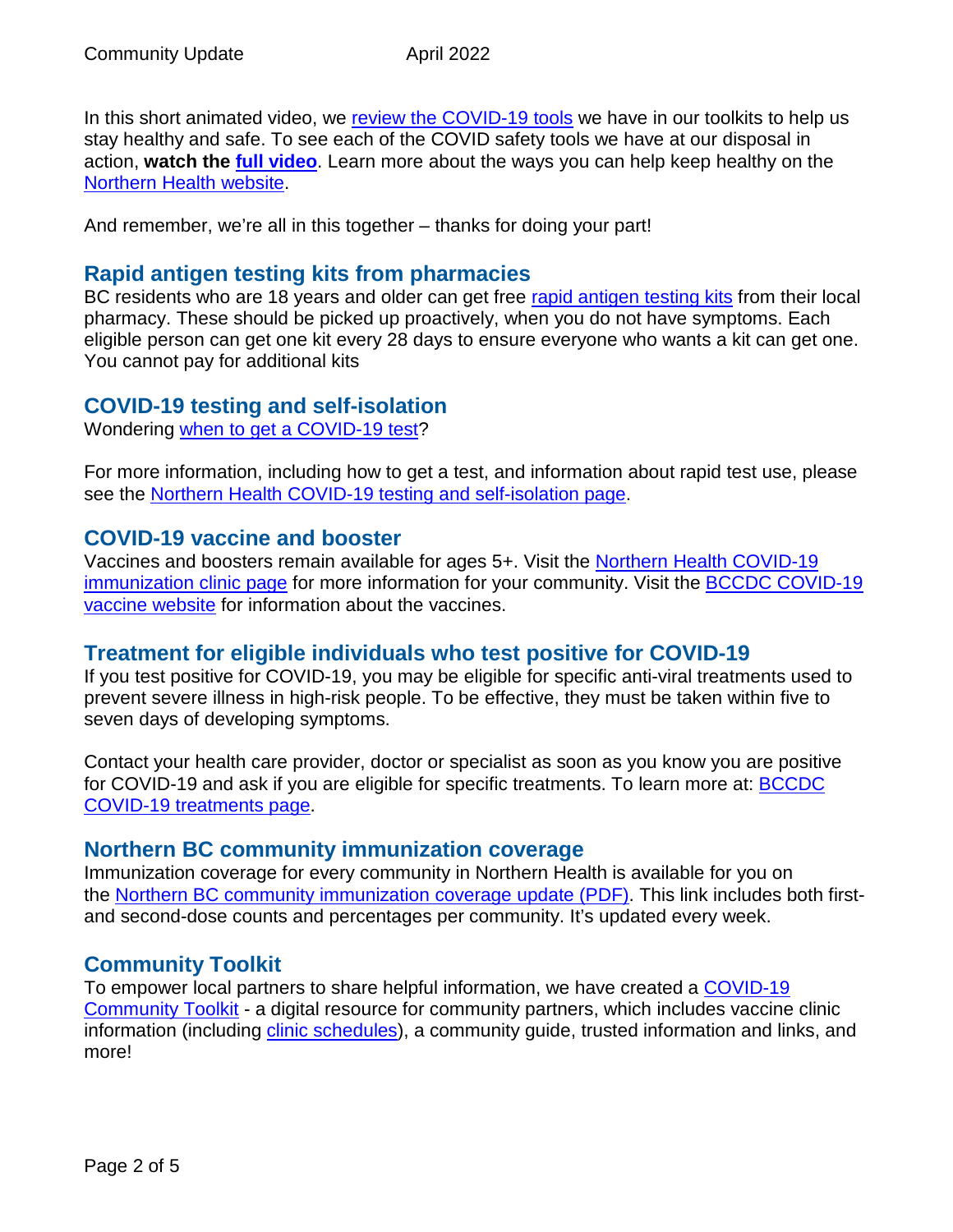In this short animated video, we review the COVID-19 tools we have in our toolkits to help us stay healthy and safe. To see each of the COVID safety tools we have at our disposal in action, **watch the full video**. Learn more about the ways you can help keep healthy on the Northern Health website.

And remember, we're all in this together – thanks for doing your part!

## Rapid antigen testing kits from pharmacies

BC residents who are 18 years and older can get free rapid antigen testing kits from their local pharmacy. These should be picked up proactively, when you do not have symptoms. Each eligible person can get one kit every 28 days to ensure everyone who wants a kit can get one. You cannot pay for additional kits

## COVID-19 testing and self-isolation

Wondering when to get a COVID-19 test?

For more information, including how to get a test, and information about rapid test use, please see the Northern Health COVID-19 testing and self-isolation page.

## COVID-19 vaccine and booster

Vaccines and boosters remain available for ages 5+. Visit the Northern Health COVID-19 immunization clinic page for more information for your community. Visit the BCCDC COVID-19 vaccine website for information about the vaccines.

## Treatment for eligible individuals who test positive for COVID-19

If you test positive for COVID-19, you may be eligible for specific anti-viral treatments used to prevent severe illness in high-risk people. To be effective, they must be taken within five to seven days of developing symptoms.

Contact your health care provider, doctor or specialist as soon as you know you are positive for COVID-19 and ask if you are eligible for specific treatments. To learn more at: BCCDC COVID-19 treatments page.

## Northern BC community immunization coverage

Immunization coverage for every community in Northern Health is available for you on the Northern BC community immunization coverage update (PDF). This link includes both first- and second-dose counts and percentages per community. It's updated every week.

## Community Toolkit

To empower local partners to share helpful information, we have created a COVID-19 Community Toolkit - a digital resource for community partners, which includes vaccine clinic information (including clinic schedules), a community guide, trusted information and links, and more!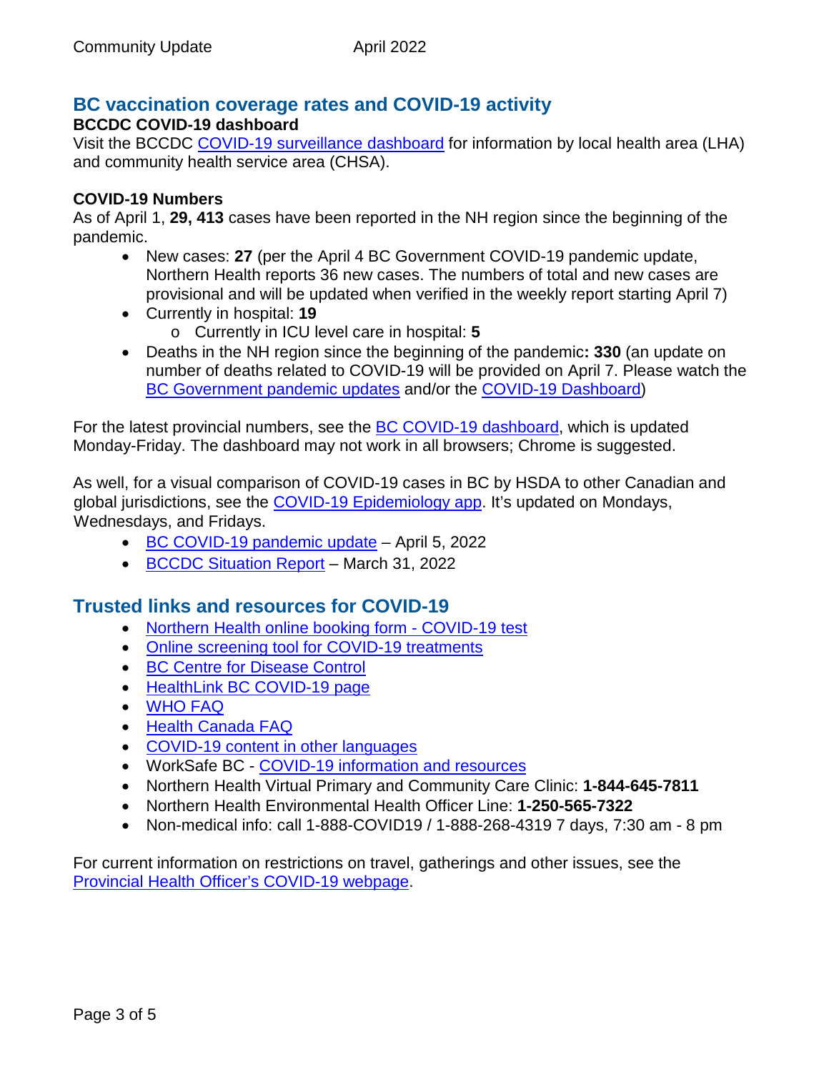## BC vaccination coverage rates and COVID-19 activity

**BCCDC COVID-19 dashboard**

Visit the BCCDC COVID-19 surveillance dashboard for information by local health area (LHA) and community health service area (CHSA).

**COVID-19 Numbers**

As of April 1, **29, 413** cases have been reported in the NH region since the beginning of the pandemic.

- New cases: **27** (per the April 4 BC Government COVID-19 pandemic update, Northern Health reports 36 new cases. The numbers of total and new cases are provisional and will be updated when verified in the weekly report starting April 7)
- Currently in hospital: **19**
  - Currently in ICU level care in hospital: **5**
- Deaths in the NH region since the beginning of the pandemic**: 330** (an update on number of deaths related to COVID-19 will be provided on April 7. Please watch the BC Government pandemic updates and/or the COVID-19 Dashboard)

For the latest provincial numbers, see the BC COVID-19 dashboard, which is updated Monday-Friday. The dashboard may not work in all browsers; Chrome is suggested.

As well, for a visual comparison of COVID-19 cases in BC by HSDA to other Canadian and global jurisdictions, see the COVID-19 Epidemiology app. It's updated on Mondays, Wednesdays, and Fridays.

- BC COVID-19 pandemic update – April 5, 2022
- BCCDC Situation Report – March 31, 2022

## Trusted links and resources for COVID-19

- Northern Health online booking form - COVID-19 test
- Online screening tool for COVID-19 treatments
- BC Centre for Disease Control
- HealthLink BC COVID-19 page
- WHO FAQ
- Health Canada FAQ
- COVID-19 content in other languages
- WorkSafe BC - COVID-19 information and resources
- Northern Health Virtual Primary and Community Care Clinic: **1-844-645-7811**
- Northern Health Environmental Health Officer Line: **1-250-565-7322**
- Non-medical info: call 1-888-COVID19 / 1-888-268-4319 7 days, 7:30 am - 8 pm

For current information on restrictions on travel, gatherings and other issues, see the Provincial Health Officer's COVID-19 webpage.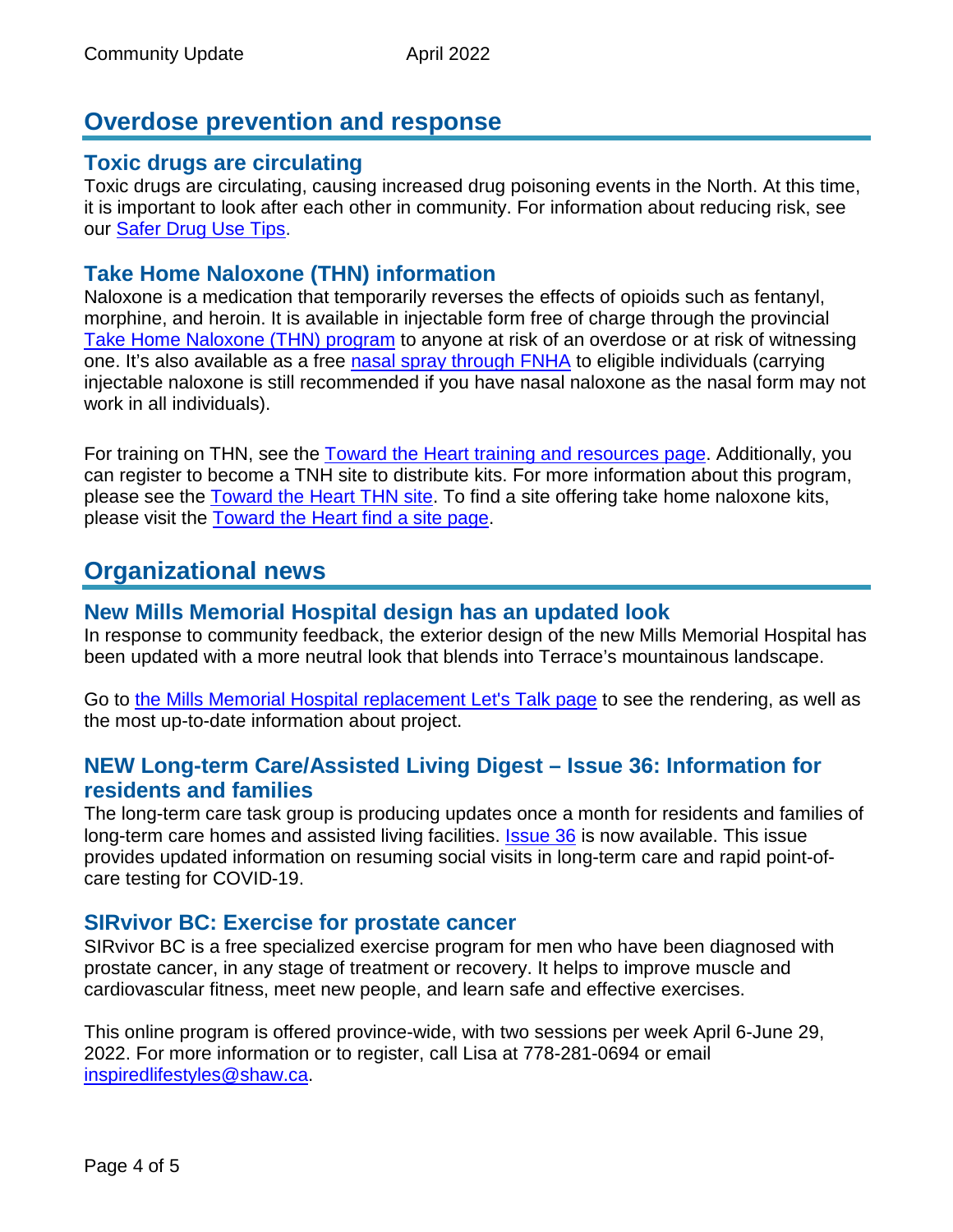## Overdose prevention and response

### Toxic drugs are circulating

Toxic drugs are circulating, causing increased drug poisoning events in the North. At this time, it is important to look after each other in community. For information about reducing risk, see our Safer Drug Use Tips.

### Take Home Naloxone (THN) information

Naloxone is a medication that temporarily reverses the effects of opioids such as fentanyl, morphine, and heroin. It is available in injectable form free of charge through the provincial Take Home Naloxone (THN) program to anyone at risk of an overdose or at risk of witnessing one. It's also available as a free nasal spray through FNHA to eligible individuals (carrying injectable naloxone is still recommended if you have nasal naloxone as the nasal form may not work in all individuals).

For training on THN, see the Toward the Heart training and resources page. Additionally, you can register to become a TNH site to distribute kits. For more information about this program, please see the Toward the Heart THN site. To find a site offering take home naloxone kits, please visit the Toward the Heart find a site page.

## Organizational news

### New Mills Memorial Hospital design has an updated look

In response to community feedback, the exterior design of the new Mills Memorial Hospital has been updated with a more neutral look that blends into Terrace's mountainous landscape.

Go to the Mills Memorial Hospital replacement Let's Talk page to see the rendering, as well as the most up-to-date information about project.

### NEW Long-term Care/Assisted Living Digest – Issue 36: Information for residents and families

The long-term care task group is producing updates once a month for residents and families of long-term care homes and assisted living facilities. Issue 36 is now available. This issue provides updated information on resuming social visits in long-term care and rapid point-of-care testing for COVID-19.

### SIRvivor BC: Exercise for prostate cancer

SIRvivor BC is a free specialized exercise program for men who have been diagnosed with prostate cancer, in any stage of treatment or recovery. It helps to improve muscle and cardiovascular fitness, meet new people, and learn safe and effective exercises.

This online program is offered province-wide, with two sessions per week April 6-June 29, 2022. For more information or to register, call Lisa at 778-281-0694 or email inspiredlifestyles@shaw.ca.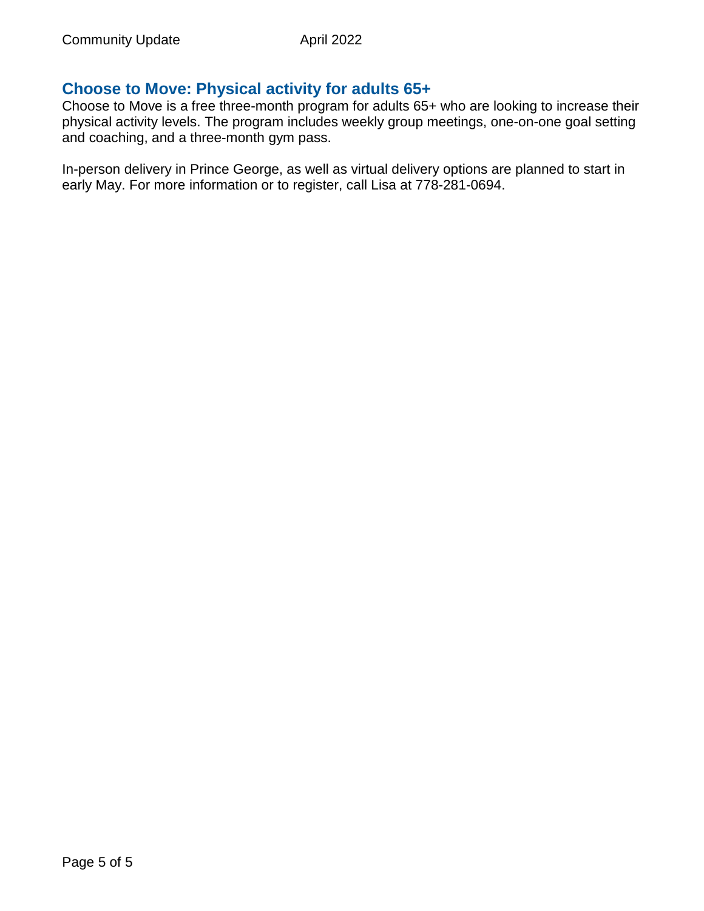## Choose to Move: Physical activity for adults 65+

Choose to Move is a free three-month program for adults 65+ who are looking to increase their physical activity levels. The program includes weekly group meetings, one-on-one goal setting and coaching, and a three-month gym pass.

In-person delivery in Prince George, as well as virtual delivery options are planned to start in early May. For more information or to register, call Lisa at 778-281-0694.